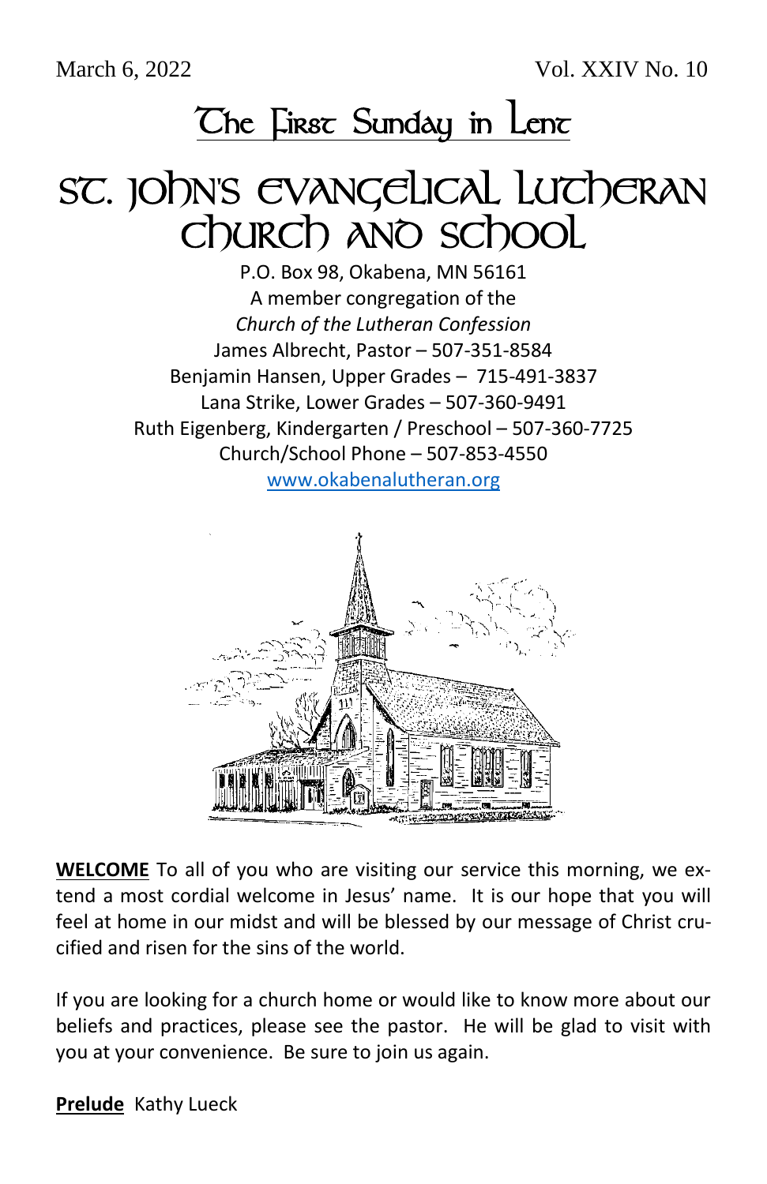March 6, 2022 Vol. XXIV No. 10

# The First Sunday in Lent

# St. John's Evangelical Lutheran Church and School

P.O. Box 98, Okabena, MN 56161
A member congregation of the
*Church of the Lutheran Confession*
James Albrecht, Pastor – 507-351-8584
Benjamin Hansen, Upper Grades – 715-491-3837
Lana Strike, Lower Grades – 507-360-9491
Ruth Eigenberg, Kindergarten / Preschool – 507-360-7725
Church/School Phone – 507-853-4550
www.okabenalutheran.org

**WELCOME** To all of you who are visiting our service this morning, we extend a most cordial welcome in Jesus' name. It is our hope that you will feel at home in our midst and will be blessed by our message of Christ crucified and risen for the sins of the world.

If you are looking for a church home or would like to know more about our beliefs and practices, please see the pastor. He will be glad to visit with you at your convenience. Be sure to join us again.

**Prelude** Kathy Lueck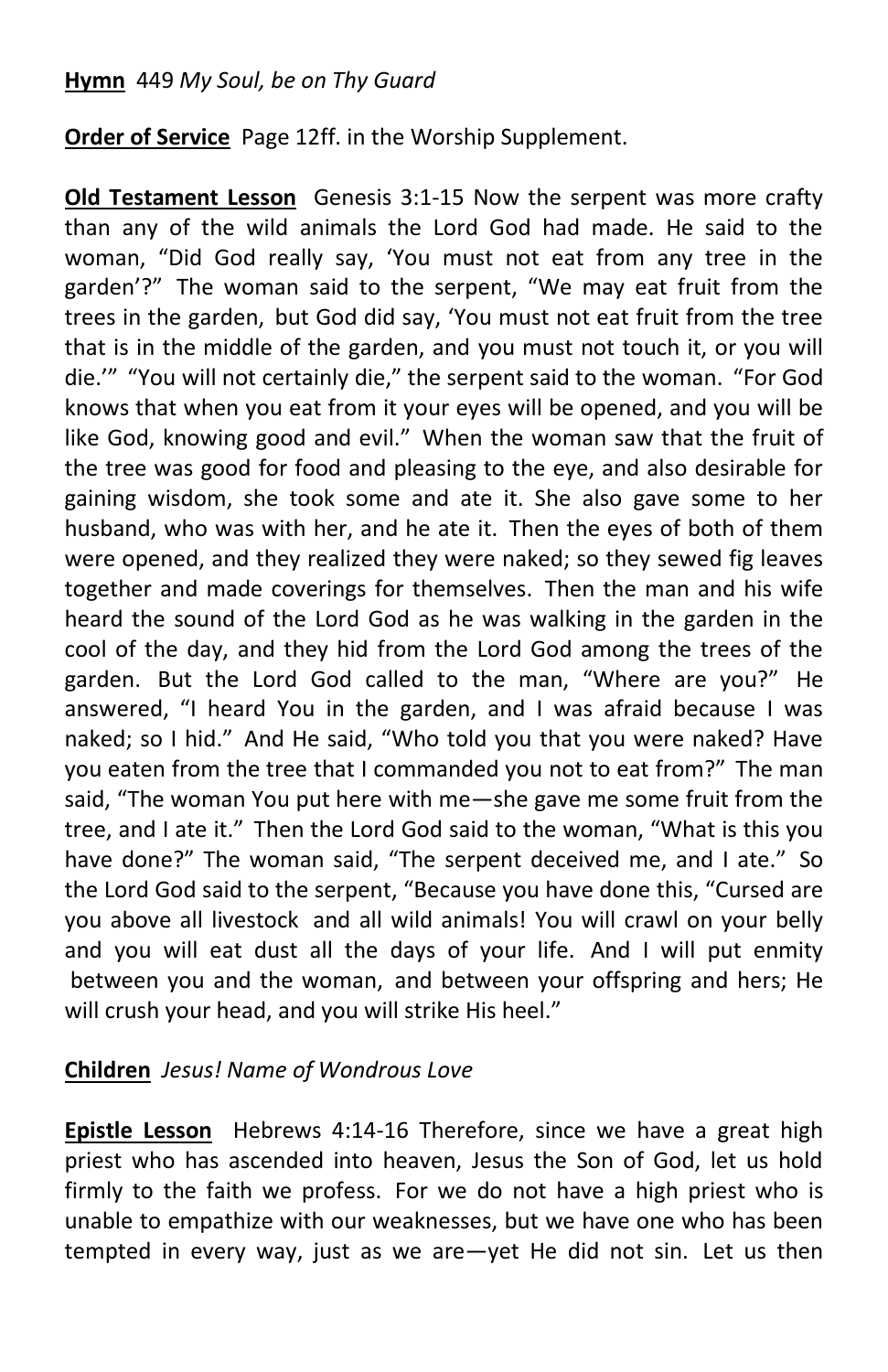**Hymn** 449 *My Soul, be on Thy Guard*

**Order of Service** Page 12ff. in the Worship Supplement.

**Old Testament Lesson** Genesis 3:1-15 Now the serpent was more crafty than any of the wild animals the Lord God had made. He said to the woman, "Did God really say, 'You must not eat from any tree in the garden'?" The woman said to the serpent, "We may eat fruit from the trees in the garden, but God did say, 'You must not eat fruit from the tree that is in the middle of the garden, and you must not touch it, or you will die.'" "You will not certainly die," the serpent said to the woman. "For God knows that when you eat from it your eyes will be opened, and you will be like God, knowing good and evil." When the woman saw that the fruit of the tree was good for food and pleasing to the eye, and also desirable for gaining wisdom, she took some and ate it. She also gave some to her husband, who was with her, and he ate it. Then the eyes of both of them were opened, and they realized they were naked; so they sewed fig leaves together and made coverings for themselves. Then the man and his wife heard the sound of the Lord God as he was walking in the garden in the cool of the day, and they hid from the Lord God among the trees of the garden. But the Lord God called to the man, "Where are you?" He answered, "I heard You in the garden, and I was afraid because I was naked; so I hid." And He said, "Who told you that you were naked? Have you eaten from the tree that I commanded you not to eat from?" The man said, "The woman You put here with me—she gave me some fruit from the tree, and I ate it." Then the Lord God said to the woman, "What is this you have done?" The woman said, "The serpent deceived me, and I ate." So the Lord God said to the serpent, "Because you have done this, "Cursed are you above all livestock and all wild animals! You will crawl on your belly and you will eat dust all the days of your life. And I will put enmity between you and the woman, and between your offspring and hers; He will crush your head, and you will strike His heel."

**Children** *Jesus! Name of Wondrous Love*

**Epistle Lesson** Hebrews 4:14-16 Therefore, since we have a great high priest who has ascended into heaven, Jesus the Son of God, let us hold firmly to the faith we profess. For we do not have a high priest who is unable to empathize with our weaknesses, but we have one who has been tempted in every way, just as we are—yet He did not sin. Let us then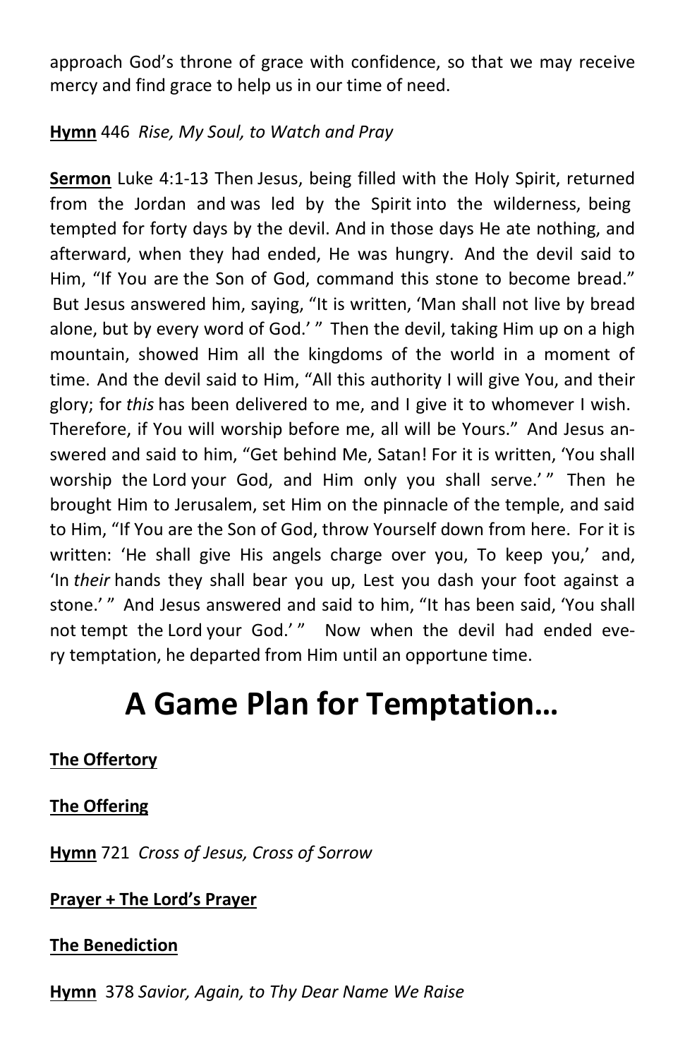approach God's throne of grace with confidence, so that we may receive mercy and find grace to help us in our time of need.

**Hymn** 446 *Rise, My Soul, to Watch and Pray*

**Sermon** Luke 4:1-13 Then Jesus, being filled with the Holy Spirit, returned from the Jordan and was led by the Spirit into the wilderness, being tempted for forty days by the devil. And in those days He ate nothing, and afterward, when they had ended, He was hungry. And the devil said to Him, "If You are the Son of God, command this stone to become bread." But Jesus answered him, saying, "It is written, 'Man shall not live by bread alone, but by every word of God.' " Then the devil, taking Him up on a high mountain, showed Him all the kingdoms of the world in a moment of time. And the devil said to Him, "All this authority I will give You, and their glory; for *this* has been delivered to me, and I give it to whomever I wish. Therefore, if You will worship before me, all will be Yours." And Jesus answered and said to him, "Get behind Me, Satan! For it is written, 'You shall worship the Lord your God, and Him only you shall serve.' " Then he brought Him to Jerusalem, set Him on the pinnacle of the temple, and said to Him, "If You are the Son of God, throw Yourself down from here. For it is written: 'He shall give His angels charge over you, To keep you,' and, 'In *their* hands they shall bear you up, Lest you dash your foot against a stone.' " And Jesus answered and said to him, "It has been said, 'You shall not tempt the Lord your God.' " Now when the devil had ended every temptation, he departed from Him until an opportune time.

# A Game Plan for Temptation…

**The Offertory**

**The Offering**

**Hymn** 721 *Cross of Jesus, Cross of Sorrow*

**Prayer + The Lord's Prayer**

**The Benediction**

**Hymn** 378 *Savior, Again, to Thy Dear Name We Raise*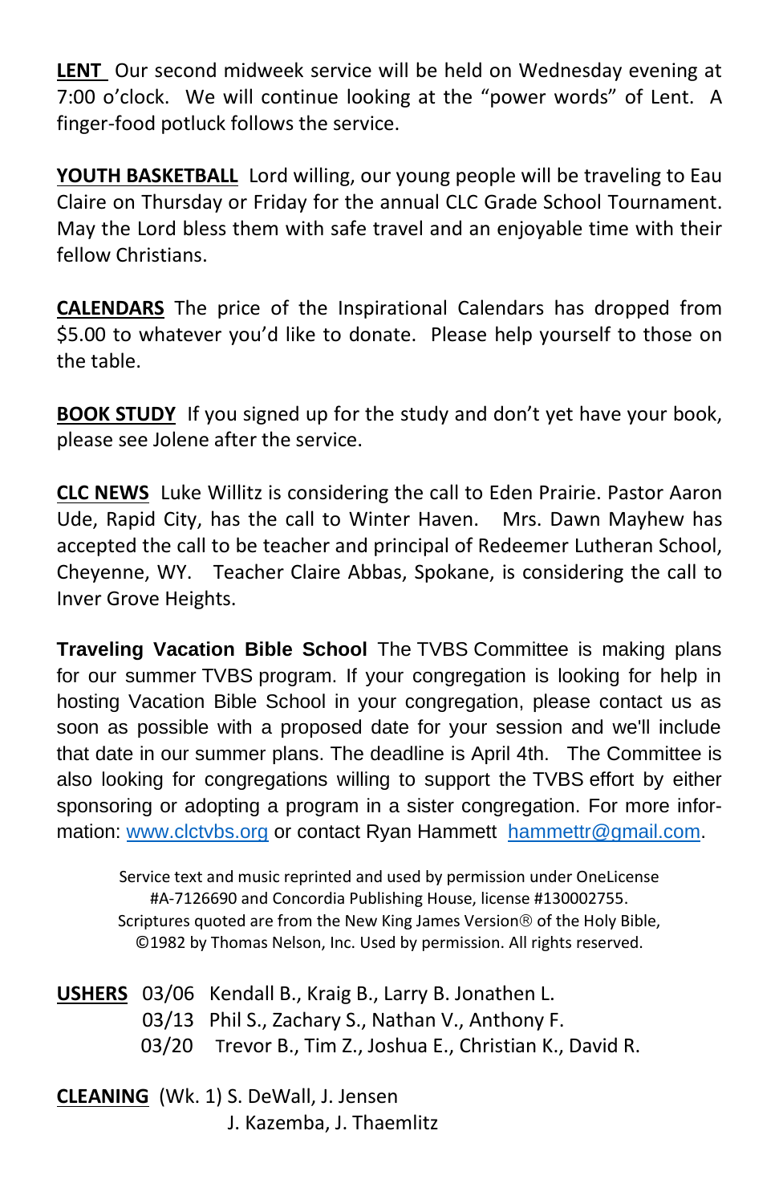**LENT** Our second midweek service will be held on Wednesday evening at 7:00 o'clock. We will continue looking at the "power words" of Lent. A finger-food potluck follows the service.

**YOUTH BASKETBALL** Lord willing, our young people will be traveling to Eau Claire on Thursday or Friday for the annual CLC Grade School Tournament. May the Lord bless them with safe travel and an enjoyable time with their fellow Christians.

**CALENDARS** The price of the Inspirational Calendars has dropped from $5.00 to whatever you'd like to donate. Please help yourself to those on the table.

**BOOK STUDY** If you signed up for the study and don't yet have your book, please see Jolene after the service.

**CLC NEWS** Luke Willitz is considering the call to Eden Prairie. Pastor Aaron Ude, Rapid City, has the call to Winter Haven. Mrs. Dawn Mayhew has accepted the call to be teacher and principal of Redeemer Lutheran School, Cheyenne, WY. Teacher Claire Abbas, Spokane, is considering the call to Inver Grove Heights.

**Traveling Vacation Bible School** The TVBS Committee is making plans for our summer TVBS program. If your congregation is looking for help in hosting Vacation Bible School in your congregation, please contact us as soon as possible with a proposed date for your session and we'll include that date in our summer plans. The deadline is April 4th. The Committee is also looking for congregations willing to support the TVBS effort by either sponsoring or adopting a program in a sister congregation. For more information: www.clctvbs.org or contact Ryan Hammett hammettr@gmail.com.

Service text and music reprinted and used by permission under OneLicense #A-7126690 and Concordia Publishing House, license #130002755. Scriptures quoted are from the New King James Version® of the Holy Bible, ©1982 by Thomas Nelson, Inc. Used by permission. All rights reserved.

**USHERS** 03/06 Kendall B., Kraig B., Larry B. Jonathen L.
03/13 Phil S., Zachary S., Nathan V., Anthony F.
03/20 Trevor B., Tim Z., Joshua E., Christian K., David R.

**CLEANING** (Wk. 1) S. DeWall, J. Jensen
J. Kazemba, J. Thaemlitz